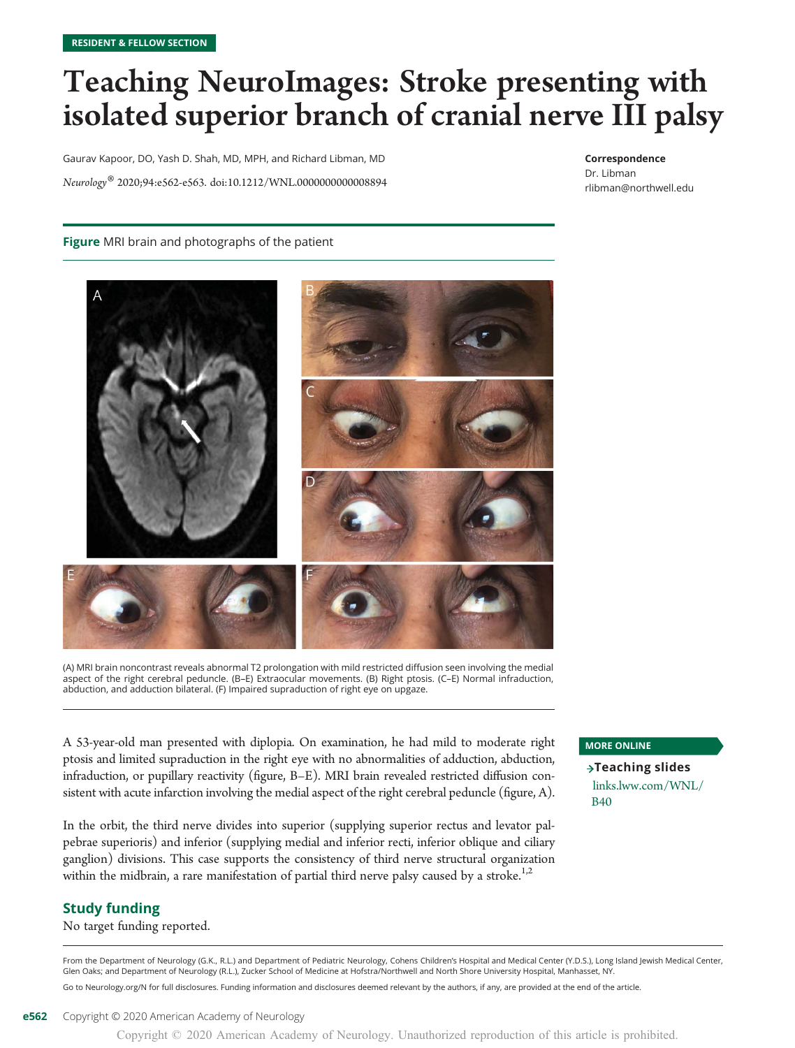RESIDENT & FELLOW SECTION

# Teaching NeuroImages: Stroke presenting with isolated superior branch of cranial nerve III palsy

Gaurav Kapoor, DO, Yash D. Shah, MD, MPH, and Richard Libman, MD

*Neurology*® 2020;94:e562-e563. doi:10.1212/WNL.0000000000008894

**Correspondence**
Dr. Libman
rlibman@northwell.edu

**Figure** MRI brain and photographs of the patient

(A) MRI brain noncontrast reveals abnormal T2 prolongation with mild restricted diffusion seen involving the medial aspect of the right cerebral peduncle. (B–E) Extraocular movements. (B) Right ptosis. (C–E) Normal infraduction, abduction, and adduction bilateral. (F) Impaired supraduction of right eye on upgaze.

A 53-year-old man presented with diplopia. On examination, he had mild to moderate right ptosis and limited supraduction in the right eye with no abnormalities of adduction, abduction, infraduction, or pupillary reactivity (figure, B–E). MRI brain revealed restricted diffusion consistent with acute infarction involving the medial aspect of the right cerebral peduncle (figure, A).

In the orbit, the third nerve divides into superior (supplying superior rectus and levator palpebrae superioris) and inferior (supplying medial and inferior recti, inferior oblique and ciliary ganglion) divisions. This case supports the consistency of third nerve structural organization within the midbrain, a rare manifestation of partial third nerve palsy caused by a stroke.[1,2]

**MORE ONLINE**

→**Teaching slides**
links.lww.com/WNL/B40

## Study funding

No target funding reported.

From the Department of Neurology (G.K., R.L.) and Department of Pediatric Neurology, Cohens Children's Hospital and Medical Center (Y.D.S.), Long Island Jewish Medical Center, Glen Oaks; and Department of Neurology (R.L.), Zucker School of Medicine at Hofstra/Northwell and North Shore University Hospital, Manhasset, NY.

Go to Neurology.org/N for full disclosures. Funding information and disclosures deemed relevant by the authors, if any, are provided at the end of the article.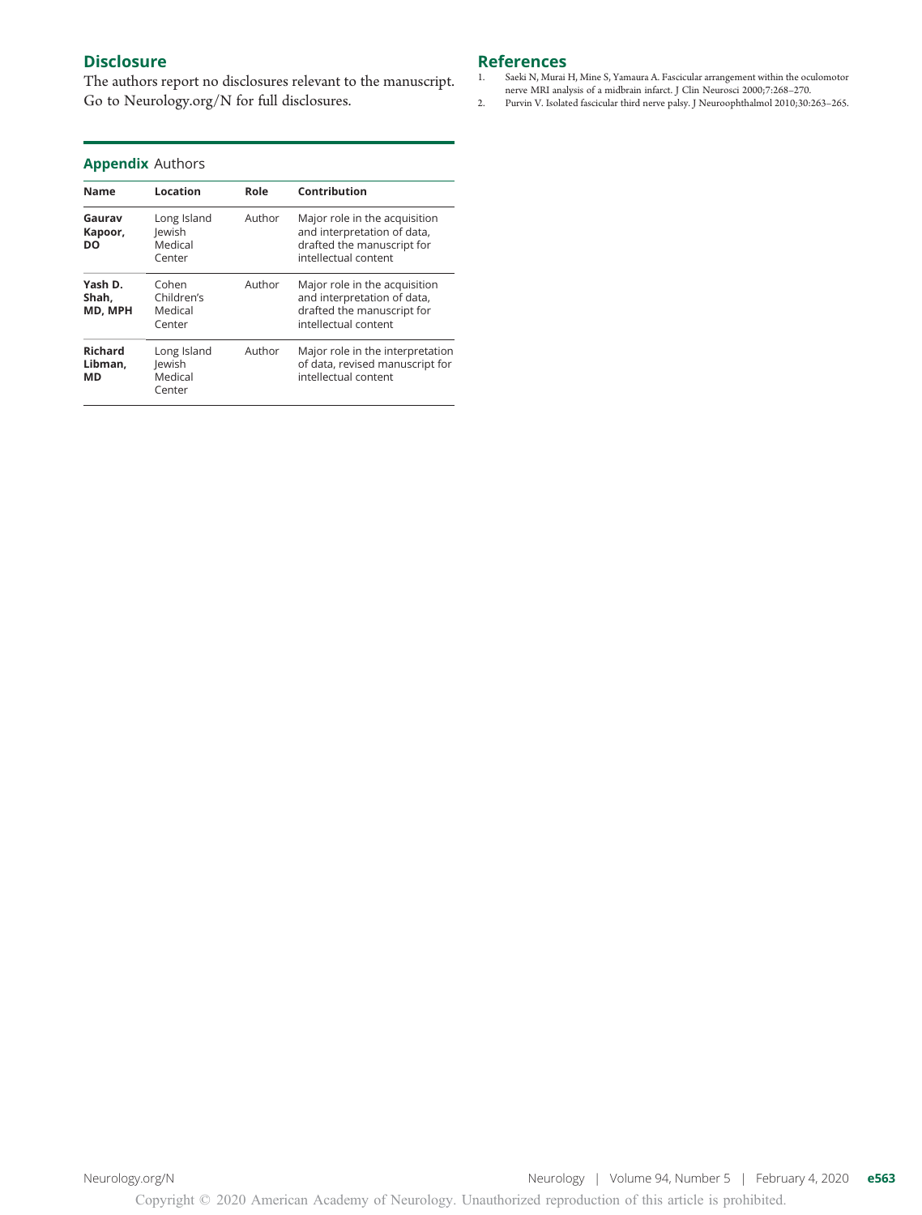## Disclosure

The authors report no disclosures relevant to the manuscript. Go to Neurology.org/N for full disclosures.

## Appendix Authors

| Name | Location | Role | Contribution |
|---|---|---|---|
| **Gaurav Kapoor, DO** | Long Island Jewish Medical Center | Author | Major role in the acquisition and interpretation of data, drafted the manuscript for intellectual content |
| **Yash D. Shah, MD, MPH** | Cohen Children's Medical Center | Author | Major role in the acquisition and interpretation of data, drafted the manuscript for intellectual content |
| **Richard Libman, MD** | Long Island Jewish Medical Center | Author | Major role in the interpretation of data, revised manuscript for intellectual content |

## References

1. Saeki N, Murai H, Mine S, Yamaura A. Fascicular arrangement within the oculomotor nerve MRI analysis of a midbrain infarct. J Clin Neurosci 2000;7:268–270.
2. Purvin V. Isolated fascicular third nerve palsy. J Neuroophthalmol 2010;30:263–265.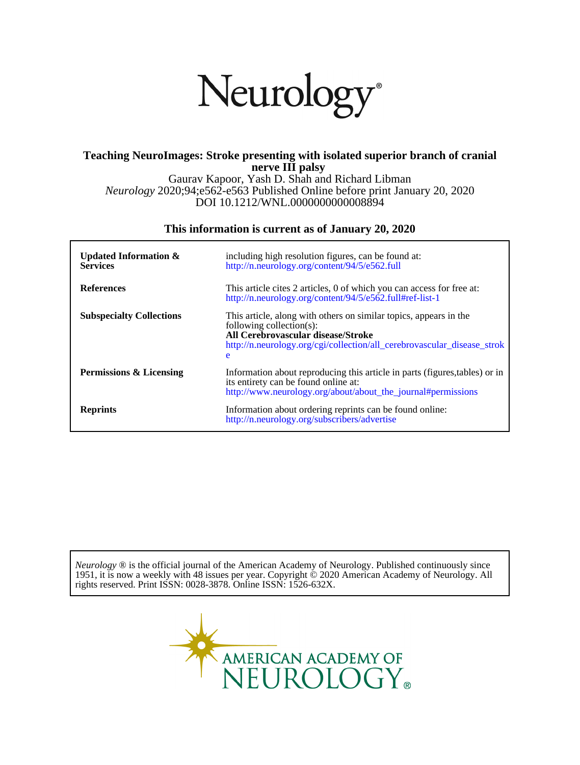# Neurology®

**Teaching NeuroImages: Stroke presenting with isolated superior branch of cranial nerve III palsy**

Gaurav Kapoor, Yash D. Shah and Richard Libman

*Neurology* 2020;94;e562-e563 Published Online before print January 20, 2020

DOI 10.1212/WNL.0000000000008894

**This information is current as of January 20, 2020**

| | |
|---|---|
| **Updated Information & Services** | including high resolution figures, can be found at: http://n.neurology.org/content/94/5/e562.full |
| **References** | This article cites 2 articles, 0 of which you can access for free at: http://n.neurology.org/content/94/5/e562.full#ref-list-1 |
| **Subspecialty Collections** | This article, along with others on similar topics, appears in the following collection(s): **All Cerebrovascular disease/Stroke** http://n.neurology.org/cgi/collection/all_cerebrovascular_disease_stroke |
| **Permissions & Licensing** | Information about reproducing this article in parts (figures,tables) or in its entirety can be found online at: http://www.neurology.org/about/about_the_journal#permissions |
| **Reprints** | Information about ordering reprints can be found online: http://n.neurology.org/subscribers/advertise |

*Neurology* ® is the official journal of the American Academy of Neurology. Published continuously since 1951, it is now a weekly with 48 issues per year. Copyright © 2020 American Academy of Neurology. All rights reserved. Print ISSN: 0028-3878. Online ISSN: 1526-632X.

AMERICAN ACADEMY OF NEUROLOGY®